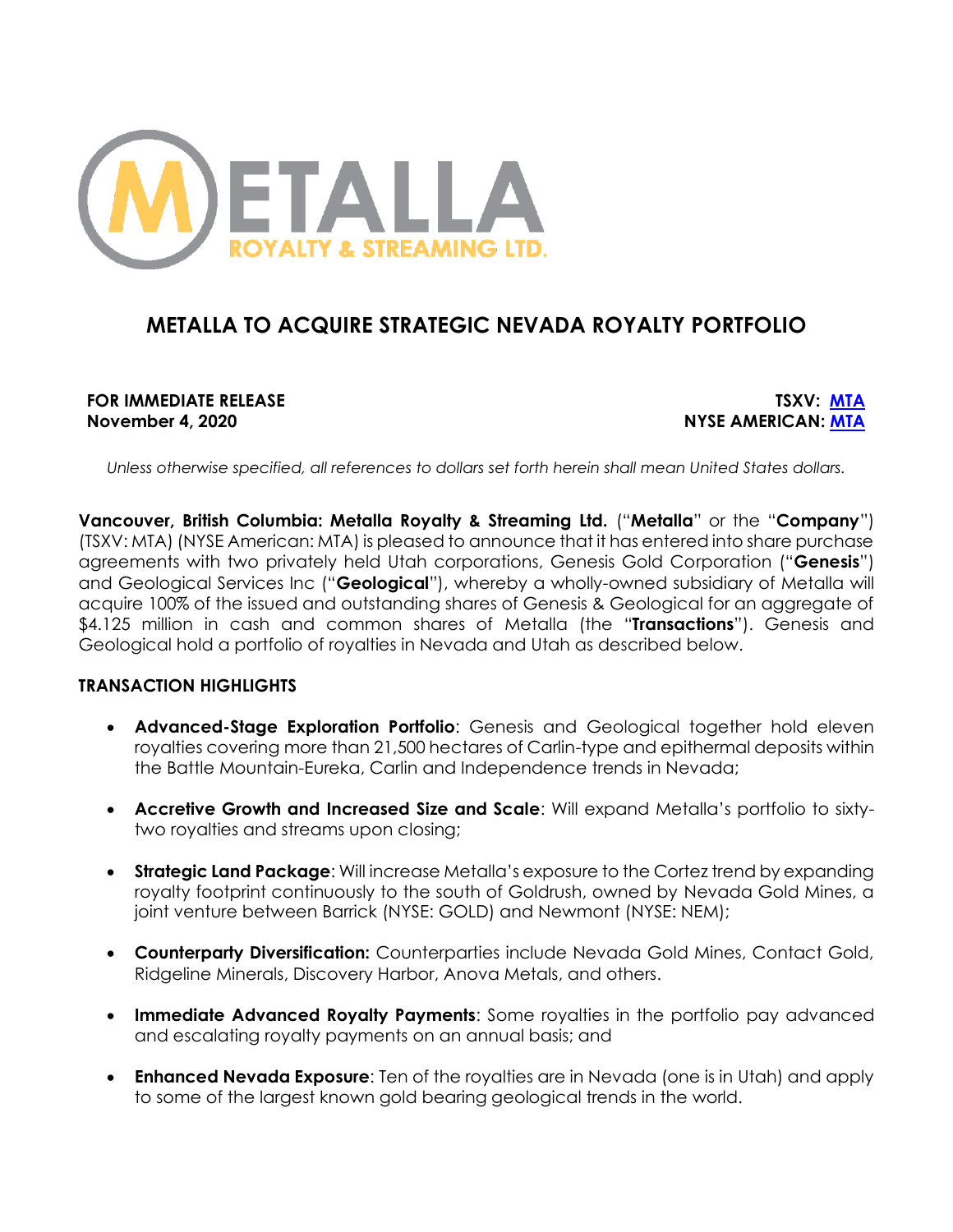# METALLA TO ACQUIRE STRATEGIC NEVADA ROYALTY PORTFOLIO

**FOR IMMEDIATE RELEASE**
**November 4, 2020**

**TSXV: MTA**
**NYSE AMERICAN: MTA**

*Unless otherwise specified, all references to dollars set forth herein shall mean United States dollars.*

**Vancouver, British Columbia: Metalla Royalty & Streaming Ltd.** ("**Metalla**" or the "**Company**") (TSXV: MTA) (NYSE American: MTA) is pleased to announce that it has entered into share purchase agreements with two privately held Utah corporations, Genesis Gold Corporation ("**Genesis**") and Geological Services Inc ("**Geological**"), whereby a wholly-owned subsidiary of Metalla will acquire 100% of the issued and outstanding shares of Genesis & Geological for an aggregate of $4.125 million in cash and common shares of Metalla (the "**Transactions**"). Genesis and Geological hold a portfolio of royalties in Nevada and Utah as described below.

## TRANSACTION HIGHLIGHTS

- **Advanced-Stage Exploration Portfolio**: Genesis and Geological together hold eleven royalties covering more than 21,500 hectares of Carlin-type and epithermal deposits within the Battle Mountain-Eureka, Carlin and Independence trends in Nevada;
- **Accretive Growth and Increased Size and Scale**: Will expand Metalla's portfolio to sixty-two royalties and streams upon closing;
- **Strategic Land Package**: Will increase Metalla's exposure to the Cortez trend by expanding royalty footprint continuously to the south of Goldrush, owned by Nevada Gold Mines, a joint venture between Barrick (NYSE: GOLD) and Newmont (NYSE: NEM);
- **Counterparty Diversification:** Counterparties include Nevada Gold Mines, Contact Gold, Ridgeline Minerals, Discovery Harbor, Anova Metals, and others.
- **Immediate Advanced Royalty Payments**: Some royalties in the portfolio pay advanced and escalating royalty payments on an annual basis; and
- **Enhanced Nevada Exposure**: Ten of the royalties are in Nevada (one is in Utah) and apply to some of the largest known gold bearing geological trends in the world.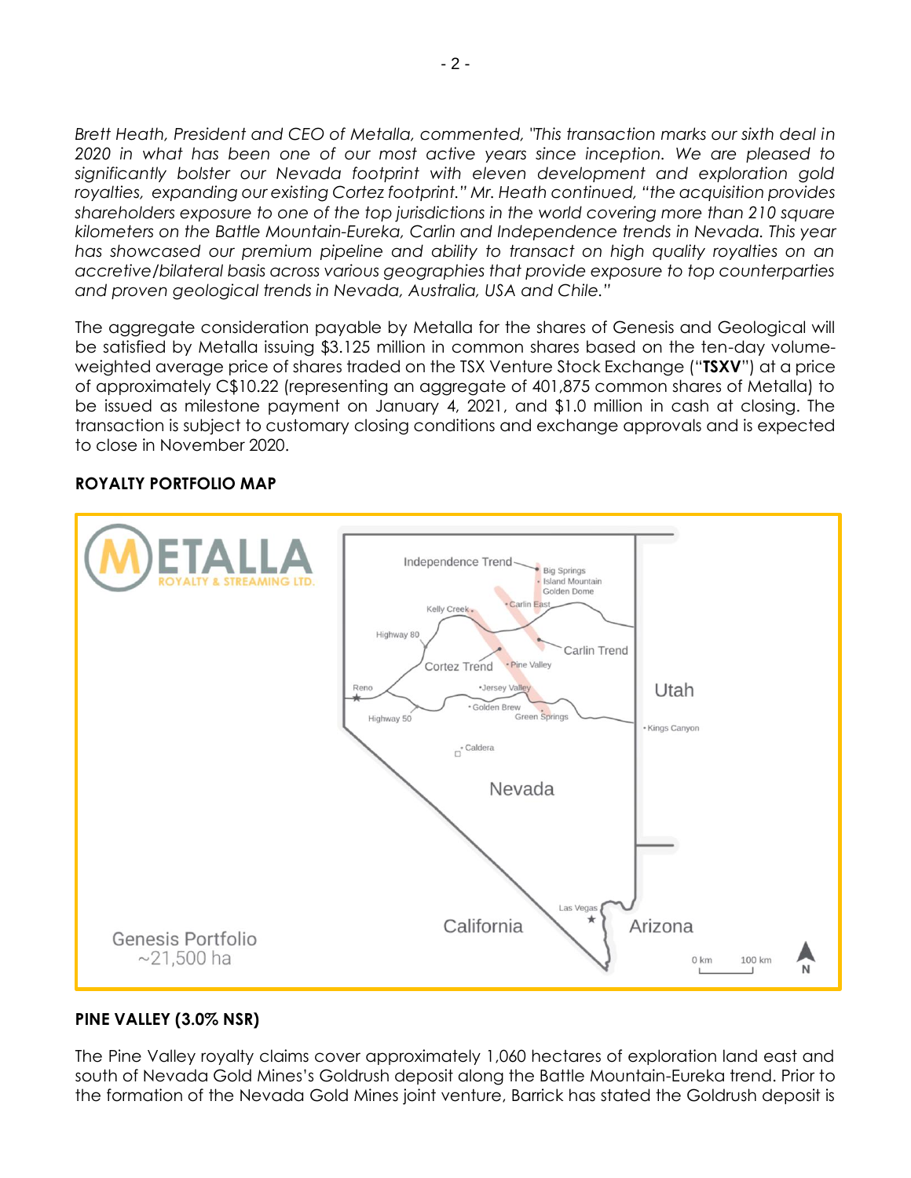*Brett Heath, President and CEO of Metalla, commented, "This transaction marks our sixth deal in 2020 in what has been one of our most active years since inception. We are pleased to significantly bolster our Nevada footprint with eleven development and exploration gold royalties, expanding our existing Cortez footprint." Mr. Heath continued, "the acquisition provides shareholders exposure to one of the top jurisdictions in the world covering more than 210 square kilometers on the Battle Mountain-Eureka, Carlin and Independence trends in Nevada. This year has showcased our premium pipeline and ability to transact on high quality royalties on an accretive/bilateral basis across various geographies that provide exposure to top counterparties and proven geological trends in Nevada, Australia, USA and Chile."*

The aggregate consideration payable by Metalla for the shares of Genesis and Geological will be satisfied by Metalla issuing $3.125 million in common shares based on the ten-day volume-weighted average price of shares traded on the TSX Venture Stock Exchange ("**TSXV**") at a price of approximately C$10.22 (representing an aggregate of 401,875 common shares of Metalla) to be issued as milestone payment on January 4, 2021, and $1.0 million in cash at closing. The transaction is subject to customary closing conditions and exchange approvals and is expected to close in November 2020.

**ROYALTY PORTFOLIO MAP**

**PINE VALLEY (3.0% NSR)**

The Pine Valley royalty claims cover approximately 1,060 hectares of exploration land east and south of Nevada Gold Mines's Goldrush deposit along the Battle Mountain-Eureka trend. Prior to the formation of the Nevada Gold Mines joint venture, Barrick has stated the Goldrush deposit is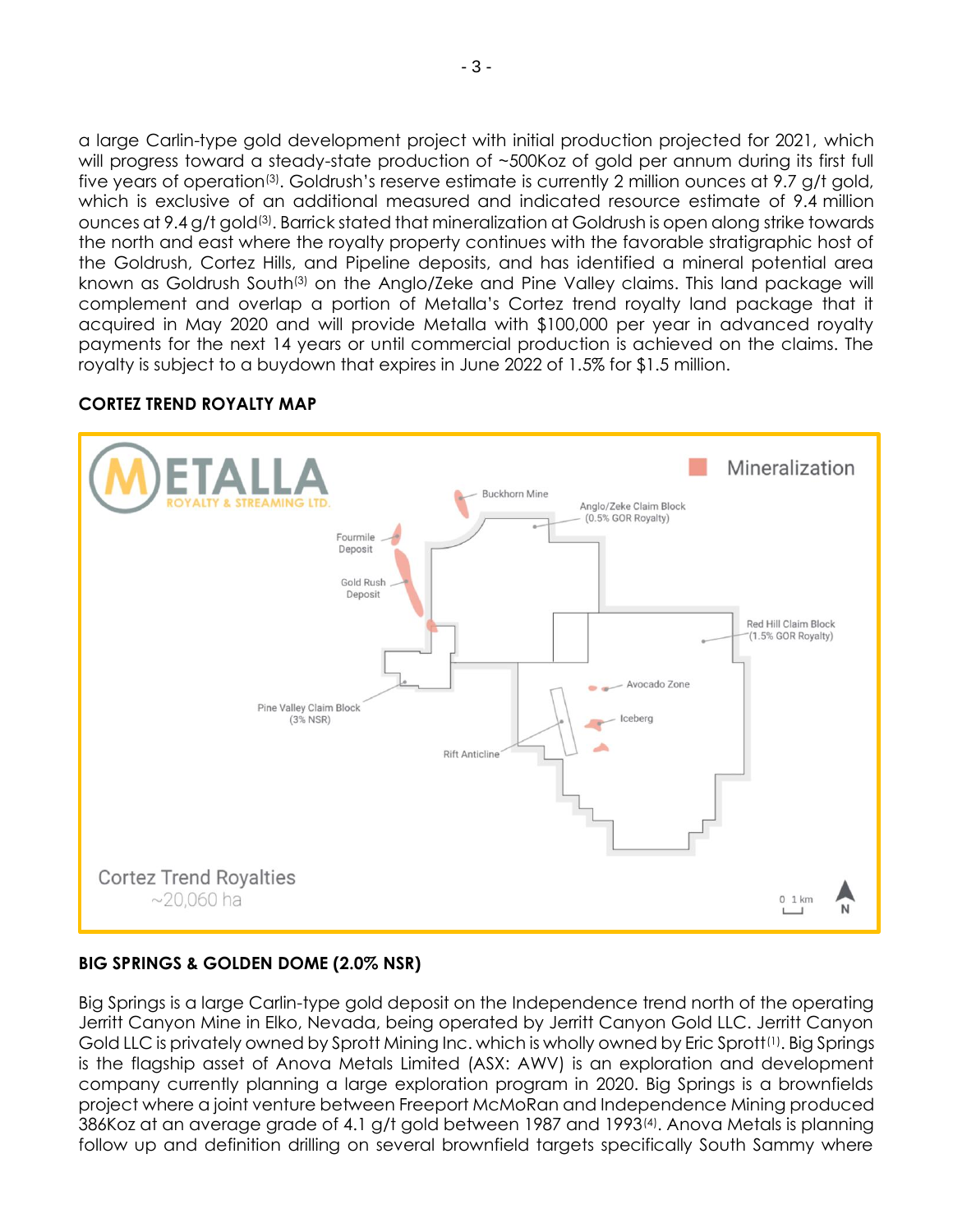a large Carlin-type gold development project with initial production projected for 2021, which will progress toward a steady-state production of ~500Koz of gold per annum during its first full five years of operation[3]. Goldrush's reserve estimate is currently 2 million ounces at 9.7 g/t gold, which is exclusive of an additional measured and indicated resource estimate of 9.4 million ounces at 9.4 g/t gold[3]. Barrick stated that mineralization at Goldrush is open along strike towards the north and east where the royalty property continues with the favorable stratigraphic host of the Goldrush, Cortez Hills, and Pipeline deposits, and has identified a mineral potential area known as Goldrush South[3] on the Anglo/Zeke and Pine Valley claims. This land package will complement and overlap a portion of Metalla's Cortez trend royalty land package that it acquired in May 2020 and will provide Metalla with $100,000 per year in advanced royalty payments for the next 14 years or until commercial production is achieved on the claims. The royalty is subject to a buydown that expires in June 2022 of 1.5% for $1.5 million.

**CORTEZ TREND ROYALTY MAP**

Mineralization

Buckhorn Mine

Anglo/Zeke Claim Block (0.5% GOR Royalty)

Fourmile Deposit

Gold Rush Deposit

Red Hill Claim Block (1.5% GOR Royalty)

Avocado Zone

Pine Valley Claim Block (3% NSR)

Iceberg

Rift Anticline

Cortez Trend Royalties ~20,060 ha

0 1 km

N

**BIG SPRINGS & GOLDEN DOME (2.0% NSR)**

Big Springs is a large Carlin-type gold deposit on the Independence trend north of the operating Jerritt Canyon Mine in Elko, Nevada, being operated by Jerritt Canyon Gold LLC. Jerritt Canyon Gold LLC is privately owned by Sprott Mining Inc. which is wholly owned by Eric Sprott[1]. Big Springs is the flagship asset of Anova Metals Limited (ASX: AWV) is an exploration and development company currently planning a large exploration program in 2020. Big Springs is a brownfields project where a joint venture between Freeport McMoRan and Independence Mining produced 386Koz at an average grade of 4.1 g/t gold between 1987 and 1993[4]. Anova Metals is planning follow up and definition drilling on several brownfield targets specifically South Sammy where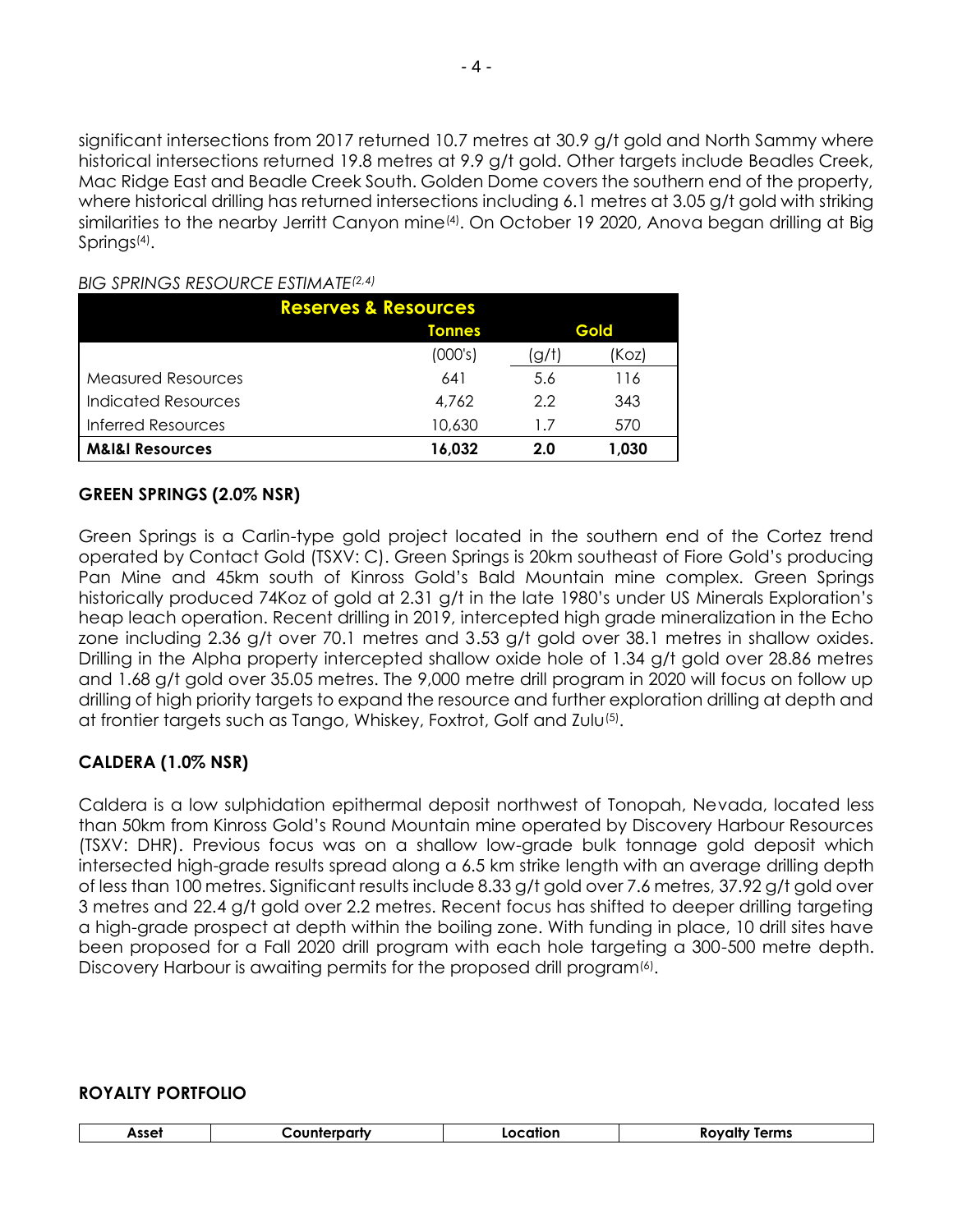significant intersections from 2017 returned 10.7 metres at 30.9 g/t gold and North Sammy where historical intersections returned 19.8 metres at 9.9 g/t gold. Other targets include Beadles Creek, Mac Ridge East and Beadle Creek South. Golden Dome covers the southern end of the property, where historical drilling has returned intersections including 6.1 metres at 3.05 g/t gold with striking similarities to the nearby Jerritt Canyon mine[4]. On October 19 2020, Anova began drilling at Big Springs[4].

*BIG SPRINGS RESOURCE ESTIMATE[2,4]*

| Reserves & Resources | | | |
|---|---|---|---|
| | **Tonnes** | **Gold** | |
| | (000's) | (g/t) | (Koz) |
| Measured Resources | 641 | 5.6 | 116 |
| Indicated Resources | 4,762 | 2.2 | 343 |
| Inferred Resources | 10,630 | 1.7 | 570 |
| **M&I&I Resources** | **16,032** | **2.0** | **1,030** |

## GREEN SPRINGS (2.0% NSR)

Green Springs is a Carlin-type gold project located in the southern end of the Cortez trend operated by Contact Gold (TSXV: C). Green Springs is 20km southeast of Fiore Gold's producing Pan Mine and 45km south of Kinross Gold's Bald Mountain mine complex. Green Springs historically produced 74Koz of gold at 2.31 g/t in the late 1980's under US Minerals Exploration's heap leach operation. Recent drilling in 2019, intercepted high grade mineralization in the Echo zone including 2.36 g/t over 70.1 metres and 3.53 g/t gold over 38.1 metres in shallow oxides. Drilling in the Alpha property intercepted shallow oxide hole of 1.34 g/t gold over 28.86 metres and 1.68 g/t gold over 35.05 metres. The 9,000 metre drill program in 2020 will focus on follow up drilling of high priority targets to expand the resource and further exploration drilling at depth and at frontier targets such as Tango, Whiskey, Foxtrot, Golf and Zulu[5].

## CALDERA (1.0% NSR)

Caldera is a low sulphidation epithermal deposit northwest of Tonopah, Nevada, located less than 50km from Kinross Gold's Round Mountain mine operated by Discovery Harbour Resources (TSXV: DHR). Previous focus was on a shallow low-grade bulk tonnage gold deposit which intersected high-grade results spread along a 6.5 km strike length with an average drilling depth of less than 100 metres. Significant results include 8.33 g/t gold over 7.6 metres, 37.92 g/t gold over 3 metres and 22.4 g/t gold over 2.2 metres. Recent focus has shifted to deeper drilling targeting a high-grade prospect at depth within the boiling zone. With funding in place, 10 drill sites have been proposed for a Fall 2020 drill program with each hole targeting a 300-500 metre depth. Discovery Harbour is awaiting permits for the proposed drill program[6].

## ROYALTY PORTFOLIO

| Asset | Counterparty | Location | Royalty Terms |
|---|---|---|---|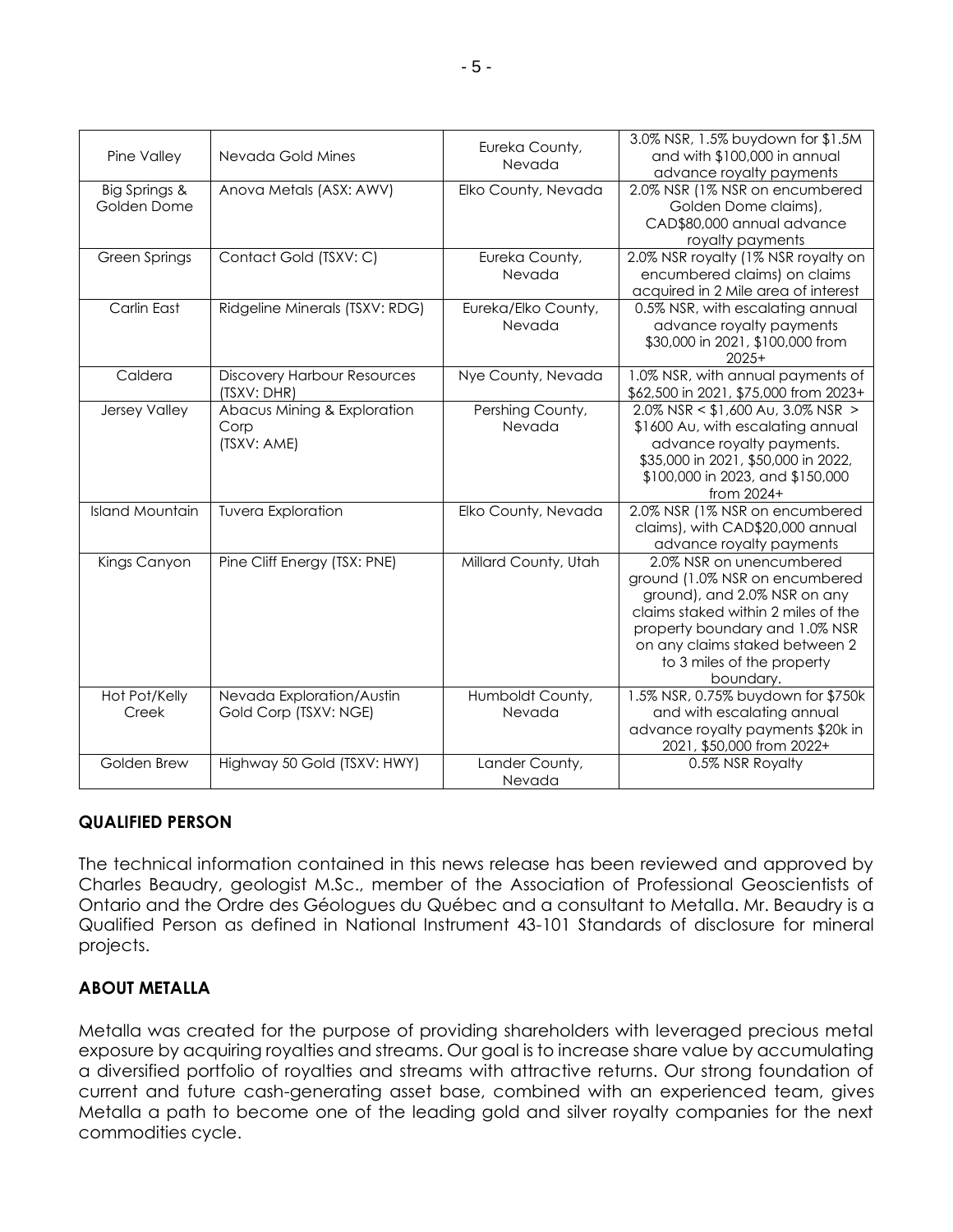| Pine Valley | Nevada Gold Mines | Eureka County, Nevada | 3.0% NSR, 1.5% buydown for $1.5M and with $100,000 in annual advance royalty payments |
|---|---|---|---|
| Big Springs & Golden Dome | Anova Metals (ASX: AWV) | Elko County, Nevada | 2.0% NSR (1% NSR on encumbered Golden Dome claims), CAD$80,000 annual advance royalty payments |
| Green Springs | Contact Gold (TSXV: C) | Eureka County, Nevada | 2.0% NSR royalty (1% NSR royalty on encumbered claims) on claims acquired in 2 Mile area of interest |
| Carlin East | Ridgeline Minerals (TSXV: RDG) | Eureka/Elko County, Nevada | 0.5% NSR, with escalating annual advance royalty payments $30,000 in 2021, $100,000 from 2025+ |
| Caldera | Discovery Harbour Resources (TSXV: DHR) | Nye County, Nevada | 1.0% NSR, with annual payments of $62,500 in 2021, $75,000 from 2023+ |
| Jersey Valley | Abacus Mining & Exploration Corp (TSXV: AME) | Pershing County, Nevada | 2.0% NSR < $1,600 Au, 3.0% NSR > $1600 Au, with escalating annual advance royalty payments. $35,000 in 2021, $50,000 in 2022, $100,000 in 2023, and $150,000 from 2024+ |
| Island Mountain | Tuvera Exploration | Elko County, Nevada | 2.0% NSR (1% NSR on encumbered claims), with CAD$20,000 annual advance royalty payments |
| Kings Canyon | Pine Cliff Energy (TSX: PNE) | Millard County, Utah | 2.0% NSR on unencumbered ground (1.0% NSR on encumbered ground), and 2.0% NSR on any claims staked within 2 miles of the property boundary and 1.0% NSR on any claims staked between 2 to 3 miles of the property boundary. |
| Hot Pot/Kelly Creek | Nevada Exploration/Austin Gold Corp (TSXV: NGE) | Humboldt County, Nevada | 1.5% NSR, 0.75% buydown for $750k and with escalating annual advance royalty payments $20k in 2021, $50,000 from 2022+ |
| Golden Brew | Highway 50 Gold (TSXV: HWY) | Lander County, Nevada | 0.5% NSR Royalty |

## QUALIFIED PERSON

The technical information contained in this news release has been reviewed and approved by Charles Beaudry, geologist M.Sc., member of the Association of Professional Geoscientists of Ontario and the Ordre des Géologues du Québec and a consultant to Metalla. Mr. Beaudry is a Qualified Person as defined in National Instrument 43-101 Standards of disclosure for mineral projects.

## ABOUT METALLA

Metalla was created for the purpose of providing shareholders with leveraged precious metal exposure by acquiring royalties and streams. Our goal is to increase share value by accumulating a diversified portfolio of royalties and streams with attractive returns. Our strong foundation of current and future cash-generating asset base, combined with an experienced team, gives Metalla a path to become one of the leading gold and silver royalty companies for the next commodities cycle.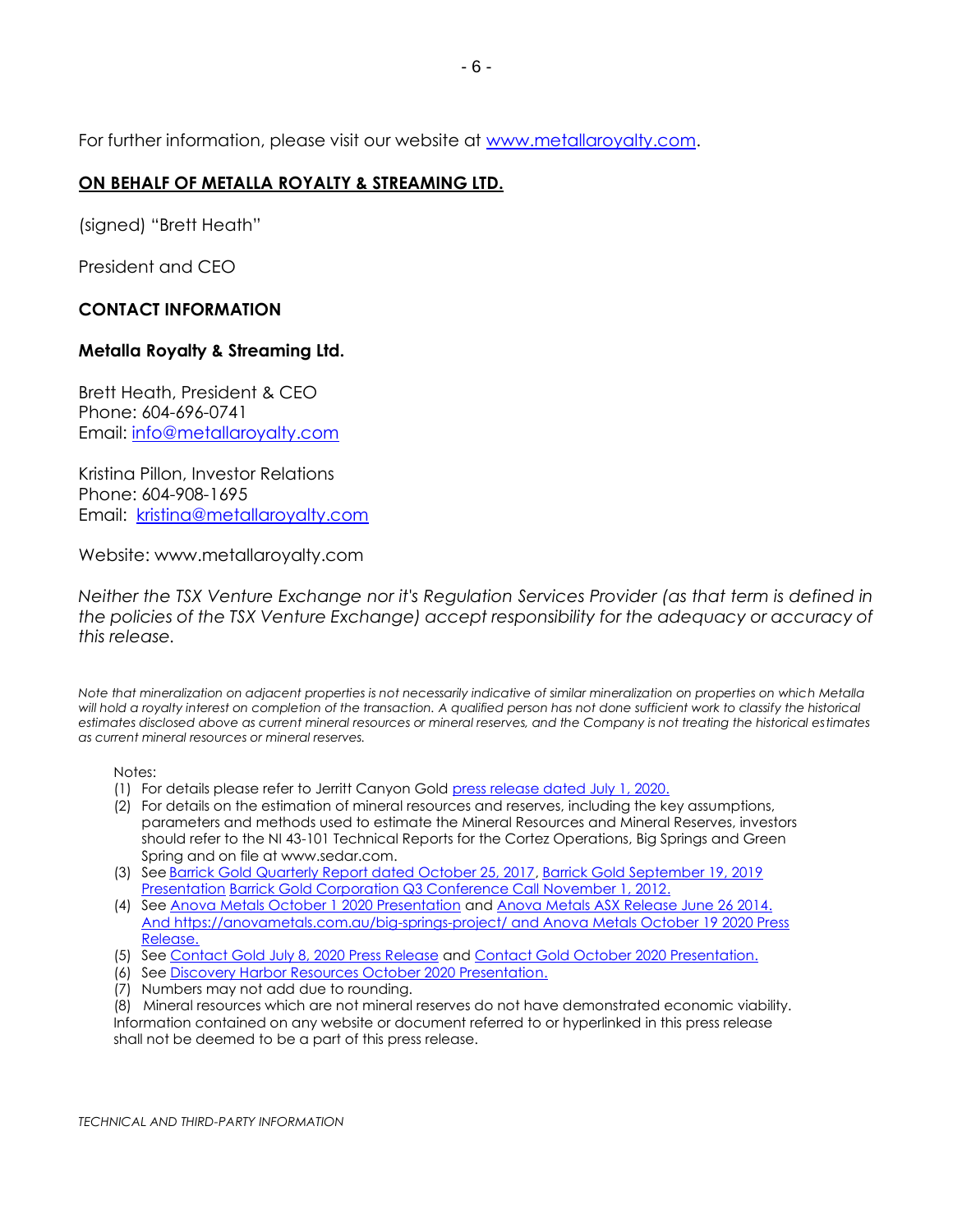For further information, please visit our website at www.metallaroyalty.com.

**ON BEHALF OF METALLA ROYALTY & STREAMING LTD.**

(signed) "Brett Heath"

President and CEO

**CONTACT INFORMATION**

**Metalla Royalty & Streaming Ltd.**

Brett Heath, President & CEO
Phone: 604-696-0741
Email: info@metallaroyalty.com

Kristina Pillon, Investor Relations
Phone: 604-908-1695
Email: kristina@metallaroyalty.com

Website: www.metallaroyalty.com

*Neither the TSX Venture Exchange nor it's Regulation Services Provider (as that term is defined in the policies of the TSX Venture Exchange) accept responsibility for the adequacy or accuracy of this release.*

*Note that mineralization on adjacent properties is not necessarily indicative of similar mineralization on properties on which Metalla will hold a royalty interest on completion of the transaction. A qualified person has not done sufficient work to classify the historical estimates disclosed above as current mineral resources or mineral reserves, and the Company is not treating the historical estimates as current mineral resources or mineral reserves.*

Notes:

(1) For details please refer to Jerritt Canyon Gold press release dated July 1, 2020.
(2) For details on the estimation of mineral resources and reserves, including the key assumptions, parameters and methods used to estimate the Mineral Resources and Mineral Reserves, investors should refer to the NI 43-101 Technical Reports for the Cortez Operations, Big Springs and Green Spring and on file at www.sedar.com.
(3) See Barrick Gold Quarterly Report dated October 25, 2017, Barrick Gold September 19, 2019 Presentation Barrick Gold Corporation Q3 Conference Call November 1, 2012.
(4) See Anova Metals October 1 2020 Presentation and Anova Metals ASX Release June 26 2014. And https://anovametals.com.au/big-springs-project/ and Anova Metals October 19 2020 Press Release.
(5) See Contact Gold July 8, 2020 Press Release and Contact Gold October 2020 Presentation.
(6) See Discovery Harbor Resources October 2020 Presentation.
(7) Numbers may not add due to rounding.
(8) Mineral resources which are not mineral reserves do not have demonstrated economic viability.

Information contained on any website or document referred to or hyperlinked in this press release shall not be deemed to be a part of this press release.

*TECHNICAL AND THIRD-PARTY INFORMATION*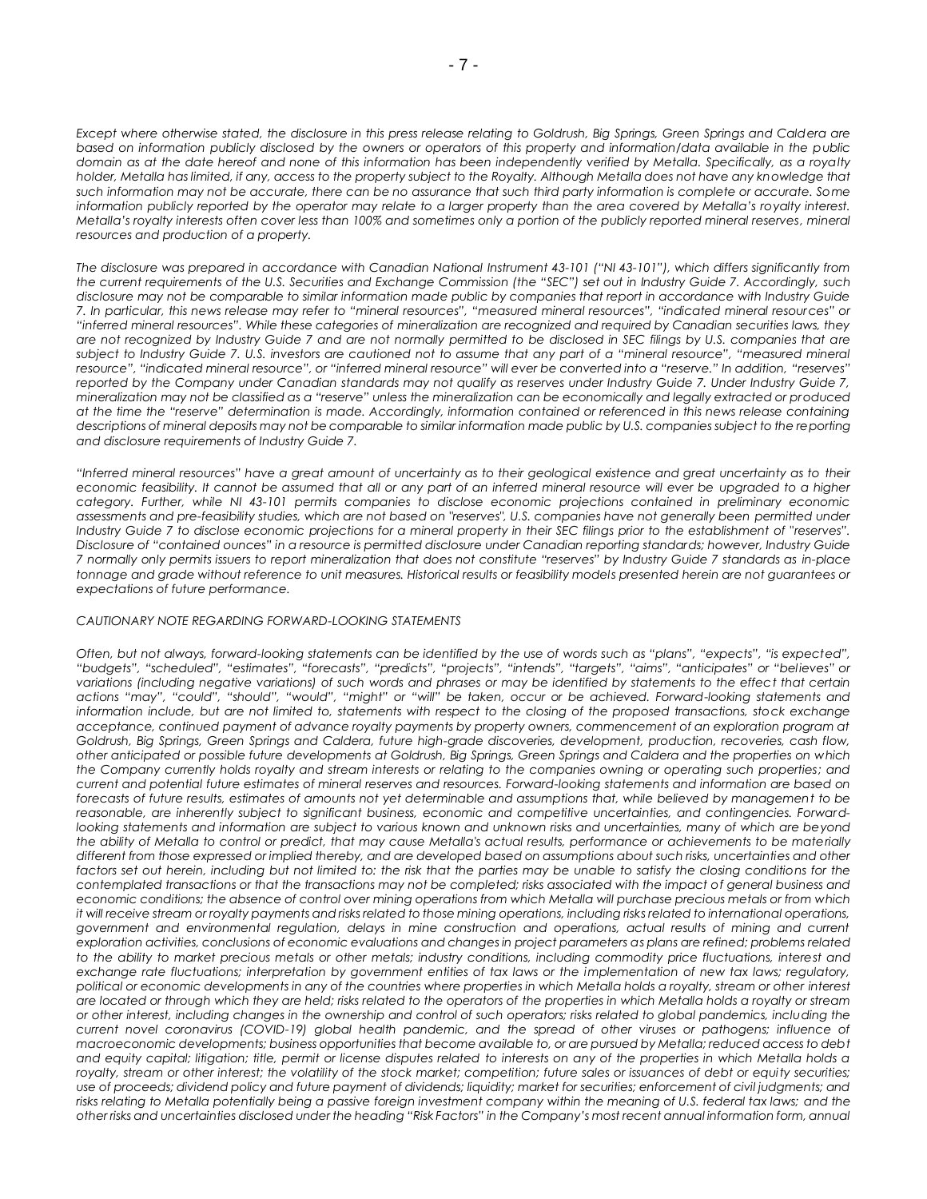*Except where otherwise stated, the disclosure in this press release relating to Goldrush, Big Springs, Green Springs and Caldera are based on information publicly disclosed by the owners or operators of this property and information/data available in the public domain as at the date hereof and none of this information has been independently verified by Metalla. Specifically, as a royalty holder, Metalla has limited, if any, access to the property subject to the Royalty. Although Metalla does not have any knowledge that such information may not be accurate, there can be no assurance that such third party information is complete or accurate. Some information publicly reported by the operator may relate to a larger property than the area covered by Metalla's royalty interest. Metalla's royalty interests often cover less than 100% and sometimes only a portion of the publicly reported mineral reserves, mineral resources and production of a property.*

*The disclosure was prepared in accordance with Canadian National Instrument 43-101 ("NI 43-101"), which differs significantly from the current requirements of the U.S. Securities and Exchange Commission (the "SEC") set out in Industry Guide 7. Accordingly, such disclosure may not be comparable to similar information made public by companies that report in accordance with Industry Guide 7. In particular, this news release may refer to "mineral resources", "measured mineral resources", "indicated mineral resources" or "inferred mineral resources". While these categories of mineralization are recognized and required by Canadian securities laws, they are not recognized by Industry Guide 7 and are not normally permitted to be disclosed in SEC filings by U.S. companies that are subject to Industry Guide 7. U.S. investors are cautioned not to assume that any part of a "mineral resource", "measured mineral resource", "indicated mineral resource", or "inferred mineral resource" will ever be converted into a "reserve." In addition, "reserves" reported by the Company under Canadian standards may not qualify as reserves under Industry Guide 7. Under Industry Guide 7, mineralization may not be classified as a "reserve" unless the mineralization can be economically and legally extracted or produced at the time the "reserve" determination is made. Accordingly, information contained or referenced in this news release containing descriptions of mineral deposits may not be comparable to similar information made public by U.S. companies subject to the reporting and disclosure requirements of Industry Guide 7.*

*"Inferred mineral resources" have a great amount of uncertainty as to their geological existence and great uncertainty as to their economic feasibility. It cannot be assumed that all or any part of an inferred mineral resource will ever be upgraded to a higher category. Further, while NI 43-101 permits companies to disclose economic projections contained in preliminary economic assessments and pre-feasibility studies, which are not based on "reserves", U.S. companies have not generally been permitted under Industry Guide 7 to disclose economic projections for a mineral property in their SEC filings prior to the establishment of "reserves". Disclosure of "contained ounces" in a resource is permitted disclosure under Canadian reporting standards; however, Industry Guide 7 normally only permits issuers to report mineralization that does not constitute "reserves" by Industry Guide 7 standards as in-place tonnage and grade without reference to unit measures. Historical results or feasibility models presented herein are not guarantees or expectations of future performance.*

*CAUTIONARY NOTE REGARDING FORWARD-LOOKING STATEMENTS*

*Often, but not always, forward-looking statements can be identified by the use of words such as "plans", "expects", "is expected", "budgets", "scheduled", "estimates", "forecasts", "predicts", "projects", "intends", "targets", "aims", "anticipates" or "believes" or variations (including negative variations) of such words and phrases or may be identified by statements to the effect that certain actions "may", "could", "should", "would", "might" or "will" be taken, occur or be achieved. Forward-looking statements and information include, but are not limited to, statements with respect to the closing of the proposed transactions, stock exchange acceptance, continued payment of advance royalty payments by property owners, commencement of an exploration program at Goldrush, Big Springs, Green Springs and Caldera, future high-grade discoveries, development, production, recoveries, cash flow, other anticipated or possible future developments at Goldrush, Big Springs, Green Springs and Caldera and the properties on which the Company currently holds royalty and stream interests or relating to the companies owning or operating such properties; and current and potential future estimates of mineral reserves and resources. Forward-looking statements and information are based on forecasts of future results, estimates of amounts not yet determinable and assumptions that, while believed by management to be reasonable, are inherently subject to significant business, economic and competitive uncertainties, and contingencies. Forward-looking statements and information are subject to various known and unknown risks and uncertainties, many of which are beyond the ability of Metalla to control or predict, that may cause Metalla's actual results, performance or achievements to be materially different from those expressed or implied thereby, and are developed based on assumptions about such risks, uncertainties and other factors set out herein, including but not limited to: the risk that the parties may be unable to satisfy the closing conditions for the contemplated transactions or that the transactions may not be completed; risks associated with the impact of general business and economic conditions; the absence of control over mining operations from which Metalla will purchase precious metals or from which it will receive stream or royalty payments and risks related to those mining operations, including risks related to international operations, government and environmental regulation, delays in mine construction and operations, actual results of mining and current exploration activities, conclusions of economic evaluations and changes in project parameters as plans are refined; problems related to the ability to market precious metals or other metals; industry conditions, including commodity price fluctuations, interest and exchange rate fluctuations; interpretation by government entities of tax laws or the implementation of new tax laws; regulatory, political or economic developments in any of the countries where properties in which Metalla holds a royalty, stream or other interest are located or through which they are held; risks related to the operators of the properties in which Metalla holds a royalty or stream or other interest, including changes in the ownership and control of such operators; risks related to global pandemics, including the current novel coronavirus (COVID-19) global health pandemic, and the spread of other viruses or pathogens; influence of macroeconomic developments; business opportunities that become available to, or are pursued by Metalla; reduced access to debt and equity capital; litigation; title, permit or license disputes related to interests on any of the properties in which Metalla holds a royalty, stream or other interest; the volatility of the stock market; competition; future sales or issuances of debt or equity securities; use of proceeds; dividend policy and future payment of dividends; liquidity; market for securities; enforcement of civil judgments; and risks relating to Metalla potentially being a passive foreign investment company within the meaning of U.S. federal tax laws; and the other risks and uncertainties disclosed under the heading "Risk Factors" in the Company's most recent annual information form, annual*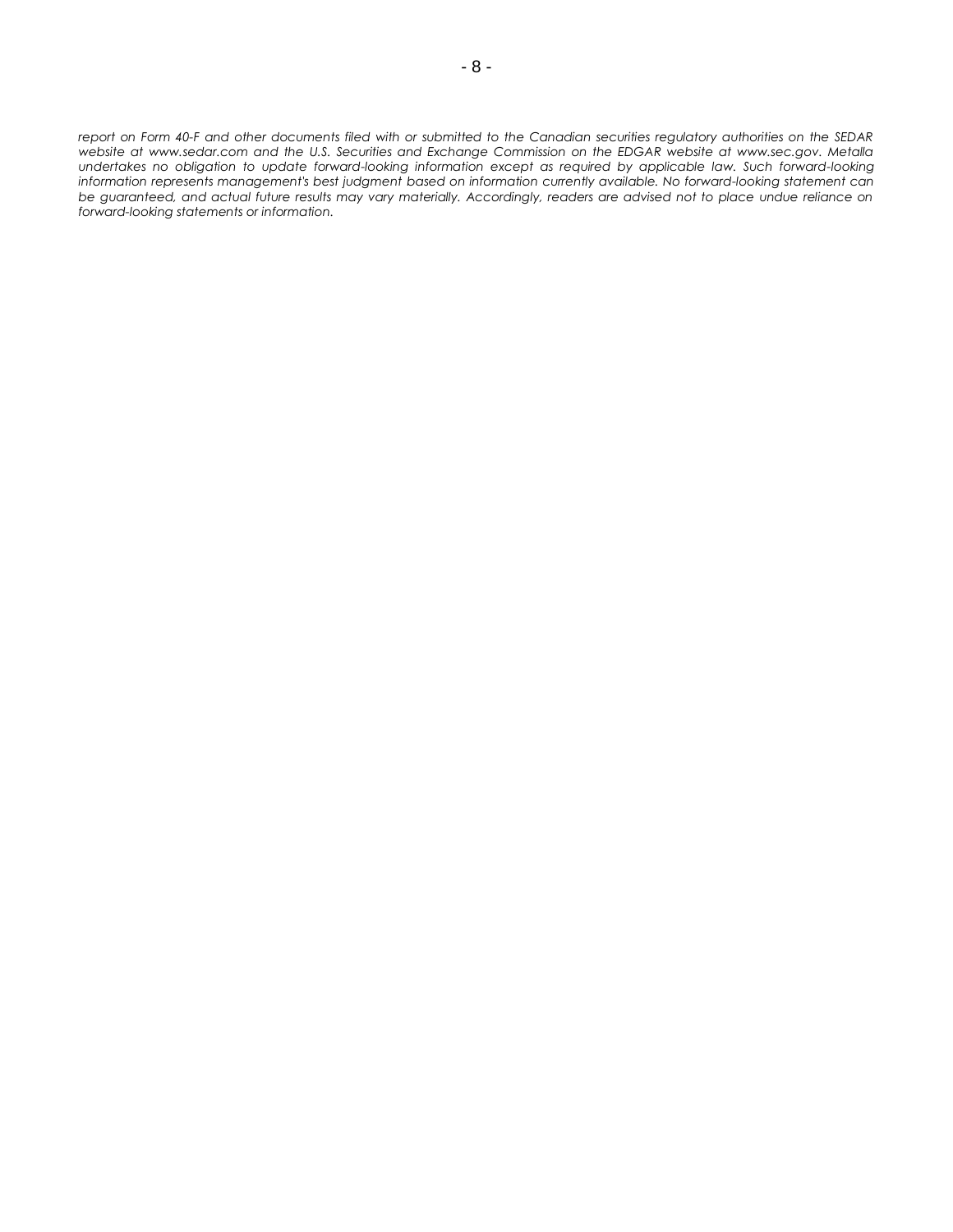*report on Form 40-F and other documents filed with or submitted to the Canadian securities regulatory authorities on the SEDAR website at www.sedar.com and the U.S. Securities and Exchange Commission on the EDGAR website at www.sec.gov. Metalla undertakes no obligation to update forward-looking information except as required by applicable law. Such forward-looking information represents management's best judgment based on information currently available. No forward-looking statement can be guaranteed, and actual future results may vary materially. Accordingly, readers are advised not to place undue reliance on forward-looking statements or information.*